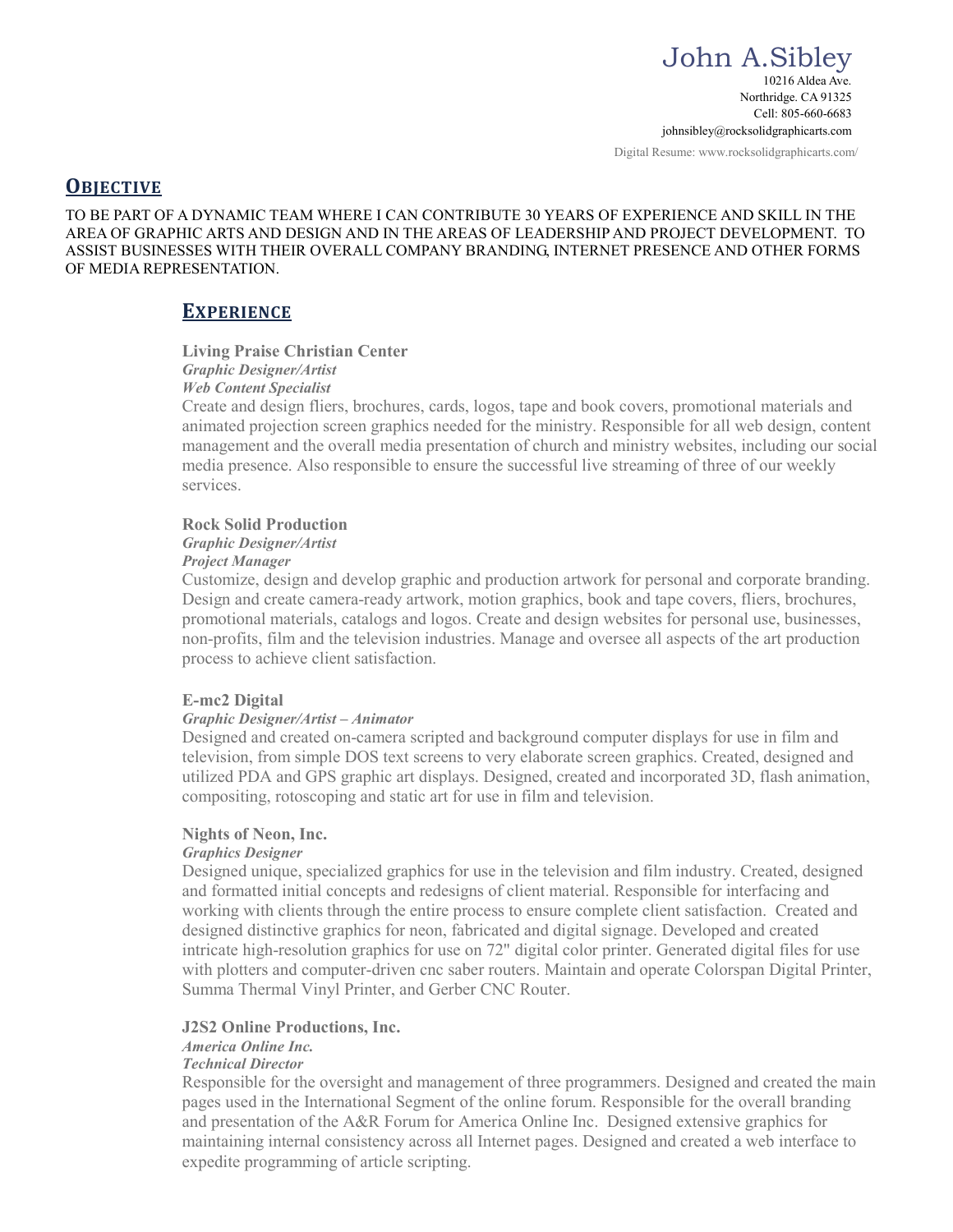# John A.Sibley

10216 Aldea Ave.
Northridge. CA 91325
Cell: 805-660-6683
johnsibley@rocksolidgraphicarts.com

Digital Resume: www.rocksolidgraphicarts.com/

## Objective

TO BE PART OF A DYNAMIC TEAM WHERE I CAN CONTRIBUTE 30 YEARS OF EXPERIENCE AND SKILL IN THE AREA OF GRAPHIC ARTS AND DESIGN AND IN THE AREAS OF LEADERSHIP AND PROJECT DEVELOPMENT. TO ASSIST BUSINESSES WITH THEIR OVERALL COMPANY BRANDING, INTERNET PRESENCE AND OTHER FORMS OF MEDIA REPRESENTATION.

## Experience

**Living Praise Christian Center**
***Graphic Designer/Artist***
***Web Content Specialist***

Create and design fliers, brochures, cards, logos, tape and book covers, promotional materials and animated projection screen graphics needed for the ministry. Responsible for all web design, content management and the overall media presentation of church and ministry websites, including our social media presence. Also responsible to ensure the successful live streaming of three of our weekly services.

**Rock Solid Production**
***Graphic Designer/Artist***
***Project Manager***

Customize, design and develop graphic and production artwork for personal and corporate branding. Design and create camera-ready artwork, motion graphics, book and tape covers, fliers, brochures, promotional materials, catalogs and logos. Create and design websites for personal use, businesses, non-profits, film and the television industries. Manage and oversee all aspects of the art production process to achieve client satisfaction.

**E-mc2 Digital**
***Graphic Designer/Artist – Animator***

Designed and created on-camera scripted and background computer displays for use in film and television, from simple DOS text screens to very elaborate screen graphics. Created, designed and utilized PDA and GPS graphic art displays. Designed, created and incorporated 3D, flash animation, compositing, rotoscoping and static art for use in film and television.

**Nights of Neon, Inc.**
***Graphics Designer***

Designed unique, specialized graphics for use in the television and film industry. Created, designed and formatted initial concepts and redesigns of client material. Responsible for interfacing and working with clients through the entire process to ensure complete client satisfaction. Created and designed distinctive graphics for neon, fabricated and digital signage. Developed and created intricate high-resolution graphics for use on 72" digital color printer. Generated digital files for use with plotters and computer-driven cnc saber routers. Maintain and operate Colorspan Digital Printer, Summa Thermal Vinyl Printer, and Gerber CNC Router.

**J2S2 Online Productions, Inc.**
***America Online Inc.***
***Technical Director***

Responsible for the oversight and management of three programmers. Designed and created the main pages used in the International Segment of the online forum. Responsible for the overall branding and presentation of the A&R Forum for America Online Inc. Designed extensive graphics for maintaining internal consistency across all Internet pages. Designed and created a web interface to expedite programming of article scripting.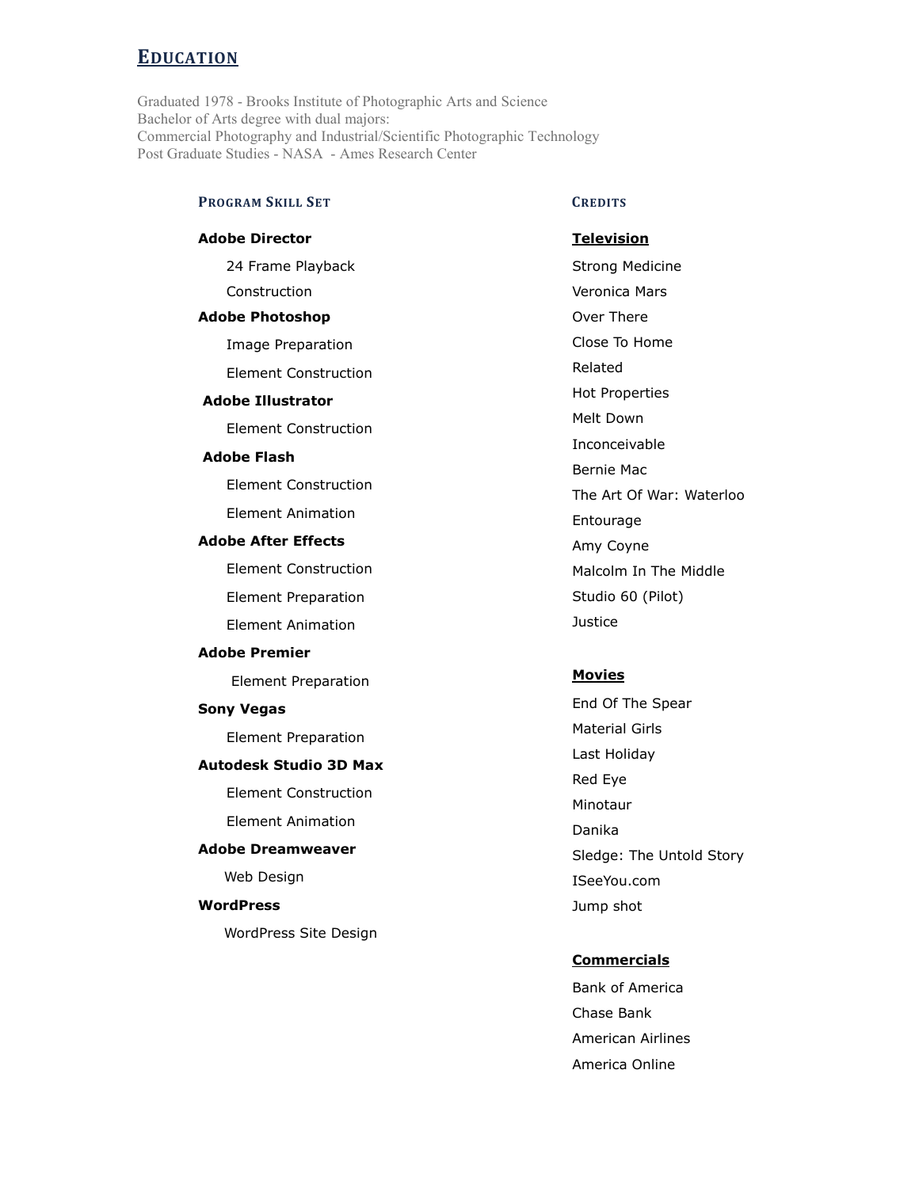## EDUCATION

Graduated 1978 - Brooks Institute of Photographic Arts and Science
Bachelor of Arts degree with dual majors:
Commercial Photography and Industrial/Scientific Photographic Technology
Post Graduate Studies - NASA - Ames Research Center

### PROGRAM SKILL SET

**Adobe Director**

- 24 Frame Playback
- Construction

**Adobe Photoshop**

- Image Preparation
- Element Construction

**Adobe Illustrator**

- Element Construction

**Adobe Flash**

- Element Construction
- Element Animation

**Adobe After Effects**

- Element Construction
- Element Preparation
- Element Animation

**Adobe Premier**

- Element Preparation

**Sony Vegas**

- Element Preparation

**Autodesk Studio 3D Max**

- Element Construction
- Element Animation

**Adobe Dreamweaver**

- Web Design

**WordPress**

- WordPress Site Design

### CREDITS

**Television**

Strong Medicine
Veronica Mars
Over There
Close To Home
Related
Hot Properties
Melt Down
Inconceivable
Bernie Mac
The Art Of War: Waterloo
Entourage
Amy Coyne
Malcolm In The Middle
Studio 60 (Pilot)
Justice

**Movies**

End Of The Spear
Material Girls
Last Holiday
Red Eye
Minotaur
Danika
Sledge: The Untold Story
ISeeYou.com
Jump shot

**Commercials**

Bank of America
Chase Bank
American Airlines
America Online